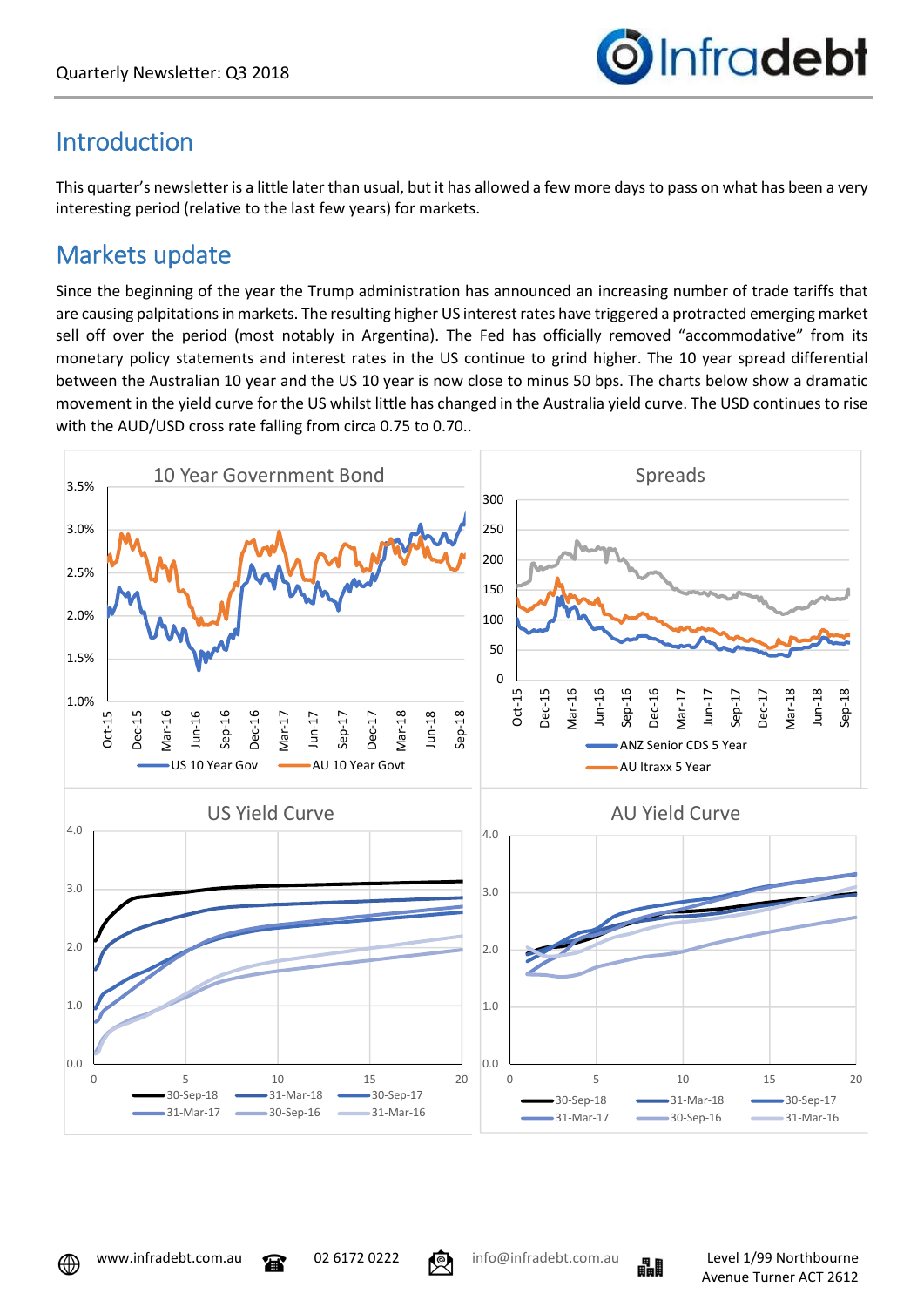## Introduction

This quarter's newsletter is a little later than usual, but it has allowed a few more days to pass on what has been a very interesting period (relative to the last few years) for markets.

## Markets update

Since the beginning of the year the Trump administration has announced an increasing number of trade tariffs that are causing palpitations in markets. The resulting higher US interest rates have triggered a protracted emerging market sell off over the period (most notably in Argentina). The Fed has officially removed "accommodative" from its monetary policy statements and interest rates in the US continue to grind higher. The 10 year spread differential between the Australian 10 year and the US 10 year is now close to minus 50 bps. The charts below show a dramatic movement in the yield curve for the US whilst little has changed in the Australia yield curve. The USD continues to rise with the AUD/USD cross rate falling from circa 0.75 to 0.70..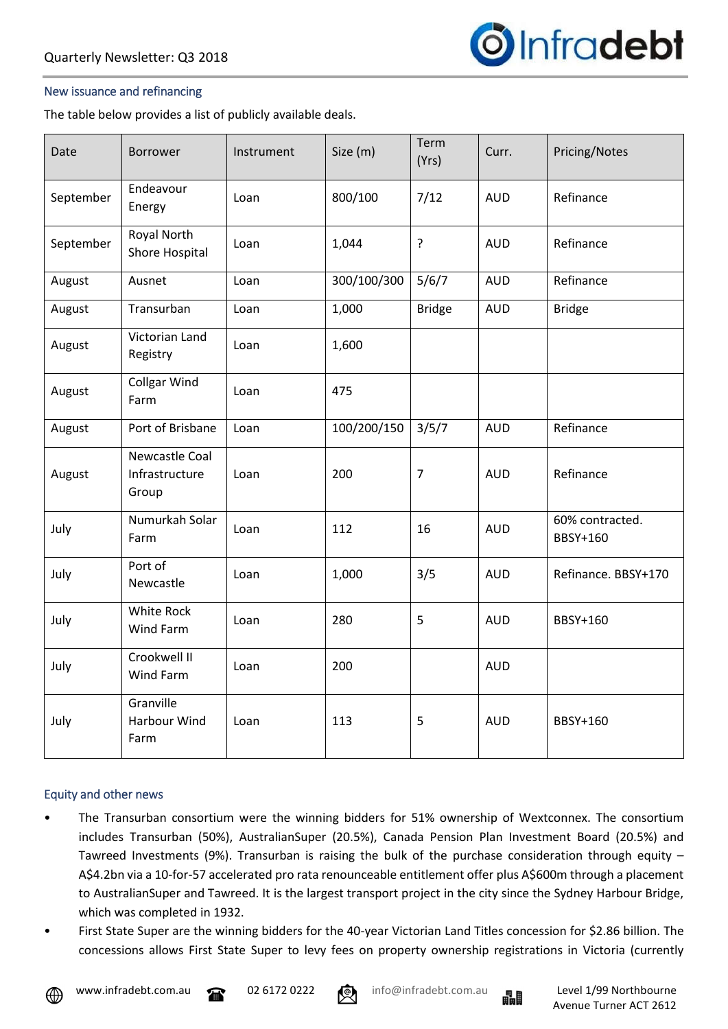## New issuance and refinancing

The table below provides a list of publicly available deals.

| Date | Borrower | Instrument | Size (m) | Term (Yrs) | Curr. | Pricing/Notes |
|---|---|---|---|---|---|---|
| September | Endeavour Energy | Loan | 800/100 | 7/12 | AUD | Refinance |
| September | Royal North Shore Hospital | Loan | 1,044 | ? | AUD | Refinance |
| August | Ausnet | Loan | 300/100/300 | 5/6/7 | AUD | Refinance |
| August | Transurban | Loan | 1,000 | Bridge | AUD | Bridge |
| August | Victorian Land Registry | Loan | 1,600 | | | |
| August | Collgar Wind Farm | Loan | 475 | | | |
| August | Port of Brisbane | Loan | 100/200/150 | 3/5/7 | AUD | Refinance |
| August | Newcastle Coal Infrastructure Group | Loan | 200 | 7 | AUD | Refinance |
| July | Numurkah Solar Farm | Loan | 112 | 16 | AUD | 60% contracted. BBSY+160 |
| July | Port of Newcastle | Loan | 1,000 | 3/5 | AUD | Refinance. BBSY+170 |
| July | White Rock Wind Farm | Loan | 280 | 5 | AUD | BBSY+160 |
| July | Crookwell II Wind Farm | Loan | 200 | | AUD | |
| July | Granville Harbour Wind Farm | Loan | 113 | 5 | AUD | BBSY+160 |

## Equity and other news

- The Transurban consortium were the winning bidders for 51% ownership of Wextconnex. The consortium includes Transurban (50%), AustralianSuper (20.5%), Canada Pension Plan Investment Board (20.5%) and Tawreed Investments (9%). Transurban is raising the bulk of the purchase consideration through equity – A$4.2bn via a 10-for-57 accelerated pro rata renounceable entitlement offer plus A$600m through a placement to AustralianSuper and Tawreed. It is the largest transport project in the city since the Sydney Harbour Bridge, which was completed in 1932.
- First State Super are the winning bidders for the 40-year Victorian Land Titles concession for $2.86 billion. The concessions allows First State Super to levy fees on property ownership registrations in Victoria (currently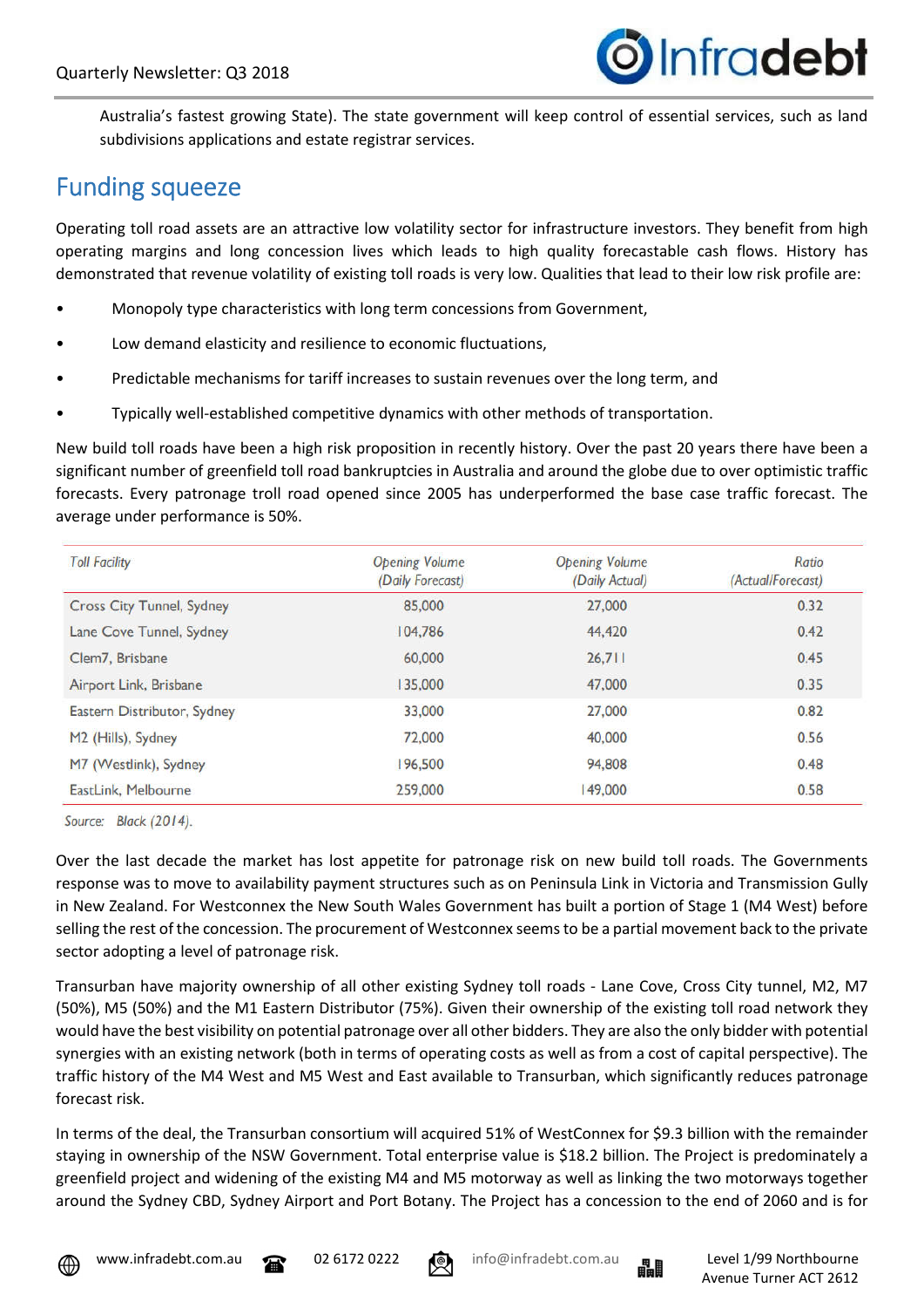Australia's fastest growing State). The state government will keep control of essential services, such as land subdivisions applications and estate registrar services.

## Funding squeeze

Operating toll road assets are an attractive low volatility sector for infrastructure investors. They benefit from high operating margins and long concession lives which leads to high quality forecastable cash flows. History has demonstrated that revenue volatility of existing toll roads is very low. Qualities that lead to their low risk profile are:

- Monopoly type characteristics with long term concessions from Government,
- Low demand elasticity and resilience to economic fluctuations,
- Predictable mechanisms for tariff increases to sustain revenues over the long term, and
- Typically well-established competitive dynamics with other methods of transportation.

New build toll roads have been a high risk proposition in recently history. Over the past 20 years there have been a significant number of greenfield toll road bankruptcies in Australia and around the globe due to over optimistic traffic forecasts. Every patronage troll road opened since 2005 has underperformed the base case traffic forecast. The average under performance is 50%.

| Toll Facility | Opening Volume (Daily Forecast) | Opening Volume (Daily Actual) | Ratio (Actual/Forecast) |
|---|---|---|---|
| Cross City Tunnel, Sydney | 85,000 | 27,000 | 0.32 |
| Lane Cove Tunnel, Sydney | 104,786 | 44,420 | 0.42 |
| Clem7, Brisbane | 60,000 | 26,711 | 0.45 |
| Airport Link, Brisbane | 135,000 | 47,000 | 0.35 |
| Eastern Distributor, Sydney | 33,000 | 27,000 | 0.82 |
| M2 (Hills), Sydney | 72,000 | 40,000 | 0.56 |
| M7 (Westlink), Sydney | 196,500 | 94,808 | 0.48 |
| EastLink, Melbourne | 259,000 | 149,000 | 0.58 |

*Source: Black (2014).*

Over the last decade the market has lost appetite for patronage risk on new build toll roads. The Governments response was to move to availability payment structures such as on Peninsula Link in Victoria and Transmission Gully in New Zealand. For Westconnex the New South Wales Government has built a portion of Stage 1 (M4 West) before selling the rest of the concession. The procurement of Westconnex seems to be a partial movement back to the private sector adopting a level of patronage risk.

Transurban have majority ownership of all other existing Sydney toll roads - Lane Cove, Cross City tunnel, M2, M7 (50%), M5 (50%) and the M1 Eastern Distributor (75%). Given their ownership of the existing toll road network they would have the best visibility on potential patronage over all other bidders. They are also the only bidder with potential synergies with an existing network (both in terms of operating costs as well as from a cost of capital perspective). The traffic history of the M4 West and M5 West and East available to Transurban, which significantly reduces patronage forecast risk.

In terms of the deal, the Transurban consortium will acquired 51% of WestConnex for $9.3 billion with the remainder staying in ownership of the NSW Government. Total enterprise value is $18.2 billion. The Project is predominately a greenfield project and widening of the existing M4 and M5 motorway as well as linking the two motorways together around the Sydney CBD, Sydney Airport and Port Botany. The Project has a concession to the end of 2060 and is for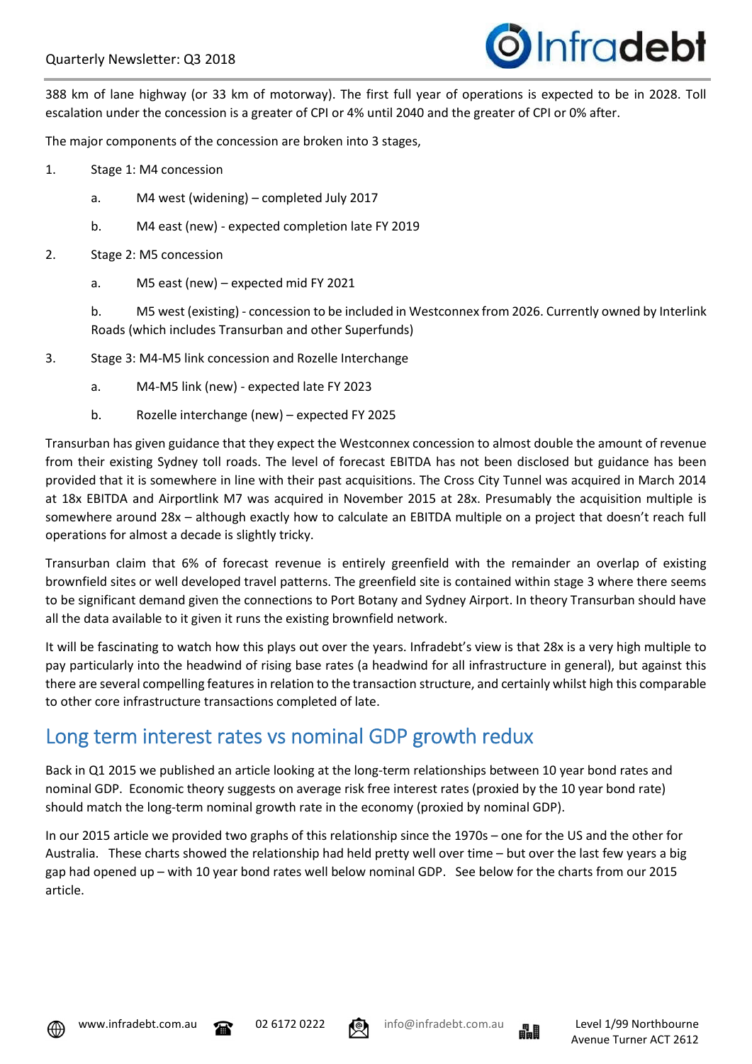388 km of lane highway (or 33 km of motorway). The first full year of operations is expected to be in 2028. Toll escalation under the concession is a greater of CPI or 4% until 2040 and the greater of CPI or 0% after.

The major components of the concession are broken into 3 stages,

1. Stage 1: M4 concession
   a. M4 west (widening) – completed July 2017
   b. M4 east (new) - expected completion late FY 2019
2. Stage 2: M5 concession
   a. M5 east (new) – expected mid FY 2021
   b. M5 west (existing) - concession to be included in Westconnex from 2026. Currently owned by Interlink Roads (which includes Transurban and other Superfunds)
3. Stage 3: M4-M5 link concession and Rozelle Interchange
   a. M4-M5 link (new) - expected late FY 2023
   b. Rozelle interchange (new) – expected FY 2025

Transurban has given guidance that they expect the Westconnex concession to almost double the amount of revenue from their existing Sydney toll roads. The level of forecast EBITDA has not been disclosed but guidance has been provided that it is somewhere in line with their past acquisitions. The Cross City Tunnel was acquired in March 2014 at 18x EBITDA and Airportlink M7 was acquired in November 2015 at 28x. Presumably the acquisition multiple is somewhere around 28x – although exactly how to calculate an EBITDA multiple on a project that doesn't reach full operations for almost a decade is slightly tricky.

Transurban claim that 6% of forecast revenue is entirely greenfield with the remainder an overlap of existing brownfield sites or well developed travel patterns. The greenfield site is contained within stage 3 where there seems to be significant demand given the connections to Port Botany and Sydney Airport. In theory Transurban should have all the data available to it given it runs the existing brownfield network.

It will be fascinating to watch how this plays out over the years. Infradebt's view is that 28x is a very high multiple to pay particularly into the headwind of rising base rates (a headwind for all infrastructure in general), but against this there are several compelling features in relation to the transaction structure, and certainly whilst high this comparable to other core infrastructure transactions completed of late.

## Long term interest rates vs nominal GDP growth redux

Back in Q1 2015 we published an article looking at the long-term relationships between 10 year bond rates and nominal GDP. Economic theory suggests on average risk free interest rates (proxied by the 10 year bond rate) should match the long-term nominal growth rate in the economy (proxied by nominal GDP).

In our 2015 article we provided two graphs of this relationship since the 1970s – one for the US and the other for Australia. These charts showed the relationship had held pretty well over time – but over the last few years a big gap had opened up – with 10 year bond rates well below nominal GDP. See below for the charts from our 2015 article.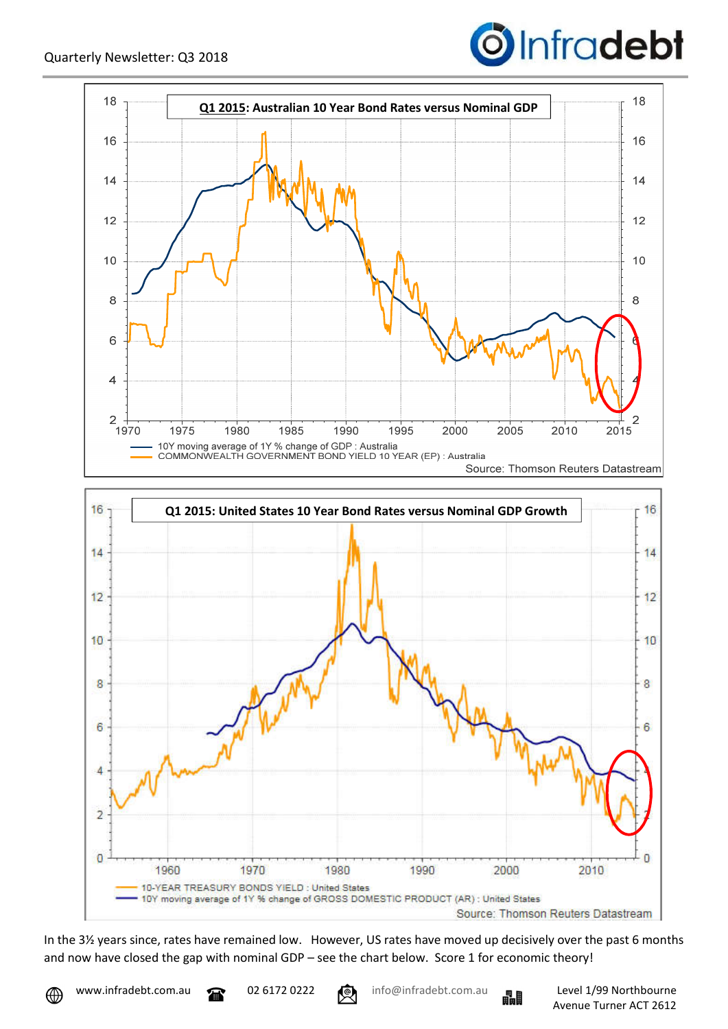**Q1 2015: Australian 10 Year Bond Rates versus Nominal GDP**

10Y moving average of 1Y % change of GDP : Australia
COMMONWEALTH GOVERNMENT BOND YIELD 10 YEAR (EP) : Australia

Source: Thomson Reuters Datastream

**Q1 2015: United States 10 Year Bond Rates versus Nominal GDP Growth**

10-YEAR TREASURY BONDS YIELD : United States
10Y moving average of 1Y % change of GROSS DOMESTIC PRODUCT (AR) : United States

Source: Thomson Reuters Datastream

In the 3½ years since, rates have remained low. However, US rates have moved up decisively over the past 6 months and now have closed the gap with nominal GDP – see the chart below. Score 1 for economic theory!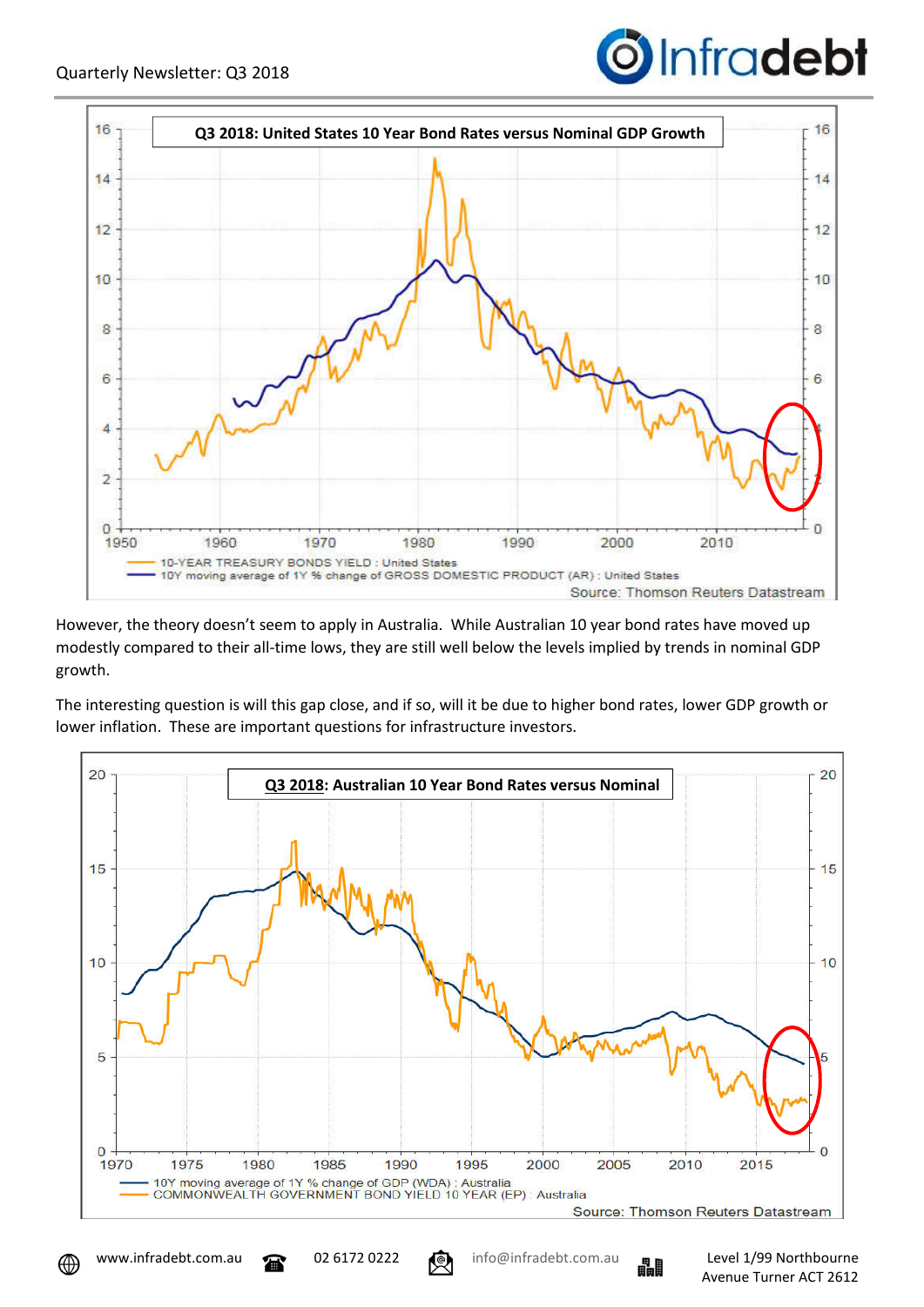**Q3 2018: United States 10 Year Bond Rates versus Nominal GDP Growth**

10-YEAR TREASURY BONDS YIELD : United States
10Y moving average of 1Y % change of GROSS DOMESTIC PRODUCT (AR) : United States

Source: Thomson Reuters Datastream

However, the theory doesn't seem to apply in Australia. While Australian 10 year bond rates have moved up modestly compared to their all-time lows, they are still well below the levels implied by trends in nominal GDP growth.

The interesting question is will this gap close, and if so, will it be due to higher bond rates, lower GDP growth or lower inflation. These are important questions for infrastructure investors.

**Q3 2018: Australian 10 Year Bond Rates versus Nominal**

10Y moving average of 1Y % change of GDP (WDA) : Australia
COMMONWEALTH GOVERNMENT BOND YIELD 10 YEAR (EP) : Australia

Source: Thomson Reuters Datastream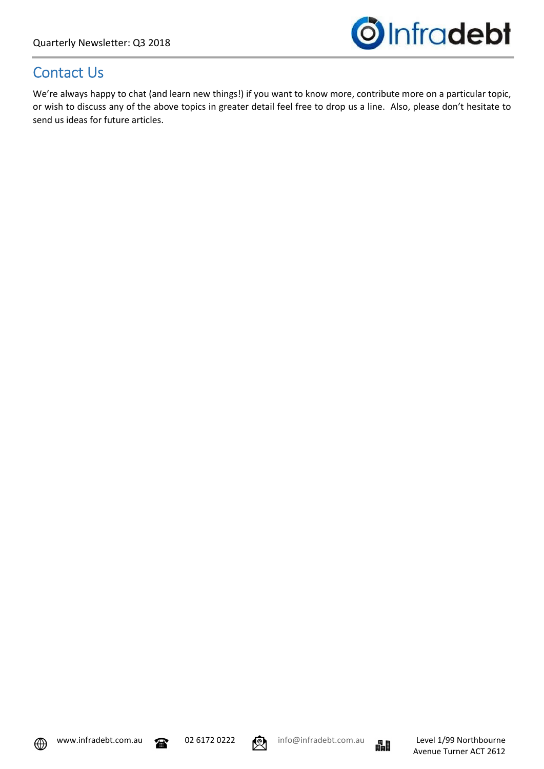## Contact Us

We're always happy to chat (and learn new things!) if you want to know more, contribute more on a particular topic, or wish to discuss any of the above topics in greater detail feel free to drop us a line. Also, please don't hesitate to send us ideas for future articles.

www.infradebt.com.au 02 6172 0222 info@infradebt.com.au Level 1/99 Northbourne Avenue Turner ACT 2612